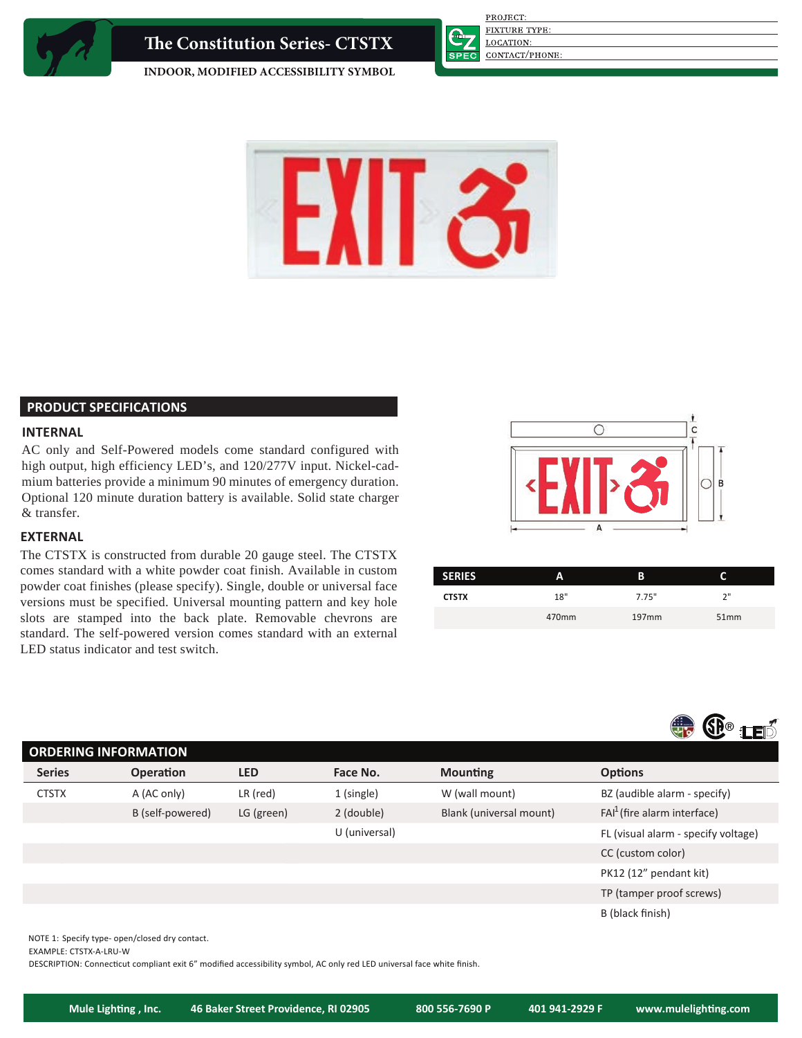# The Constitution Series- CTSTX

INDOOR, MODIFIED ACCESSIBILITY SYMBOL

PROJECT:
FIXTURE TYPE:
LOCATION:
CONTACT/PHONE:

## PRODUCT SPECIFICATIONS

### INTERNAL

AC only and Self-Powered models come standard configured with high output, high efficiency LED's, and 120/277V input. Nickel-cadmium batteries provide a minimum 90 minutes of emergency duration. Optional 120 minute duration battery is available. Solid state charger & transfer.

### EXTERNAL

The CTSTX is constructed from durable 20 gauge steel. The CTSTX comes standard with a white powder coat finish. Available in custom powder coat finishes (please specify). Single, double or universal face versions must be specified. Universal mounting pattern and key hole slots are stamped into the back plate. Removable chevrons are standard. The self-powered version comes standard with an external LED status indicator and test switch.

| SERIES | A | B | C |
|---|---|---|---|
| CTSTX | 18" | 7.75" | 2" |
| | 470mm | 197mm | 51mm |

## ORDERING INFORMATION

| Series | Operation | LED | Face No. | Mounting | Options |
|---|---|---|---|---|---|
| CTSTX | A (AC only) | LR (red) | 1 (single) | W (wall mount) | BZ (audible alarm - specify) |
| | B (self-powered) | LG (green) | 2 (double) | Blank (universal mount) | FAI[1] (fire alarm interface) |
| | | | U (universal) | | FL (visual alarm - specify voltage) |
| | | | | | CC (custom color) |
| | | | | | PK12 (12" pendant kit) |
| | | | | | TP (tamper proof screws) |
| | | | | | B (black finish) |

NOTE 1: Specify type- open/closed dry contact.
EXAMPLE: CTSTX-A-LRU-W
DESCRIPTION: Connecticut compliant exit 6" modified accessibility symbol, AC only red LED universal face white finish.

Mule Lighting , Inc. 46 Baker Street Providence, RI 02905 800 556-7690 P 401 941-2929 F www.mulelighting.com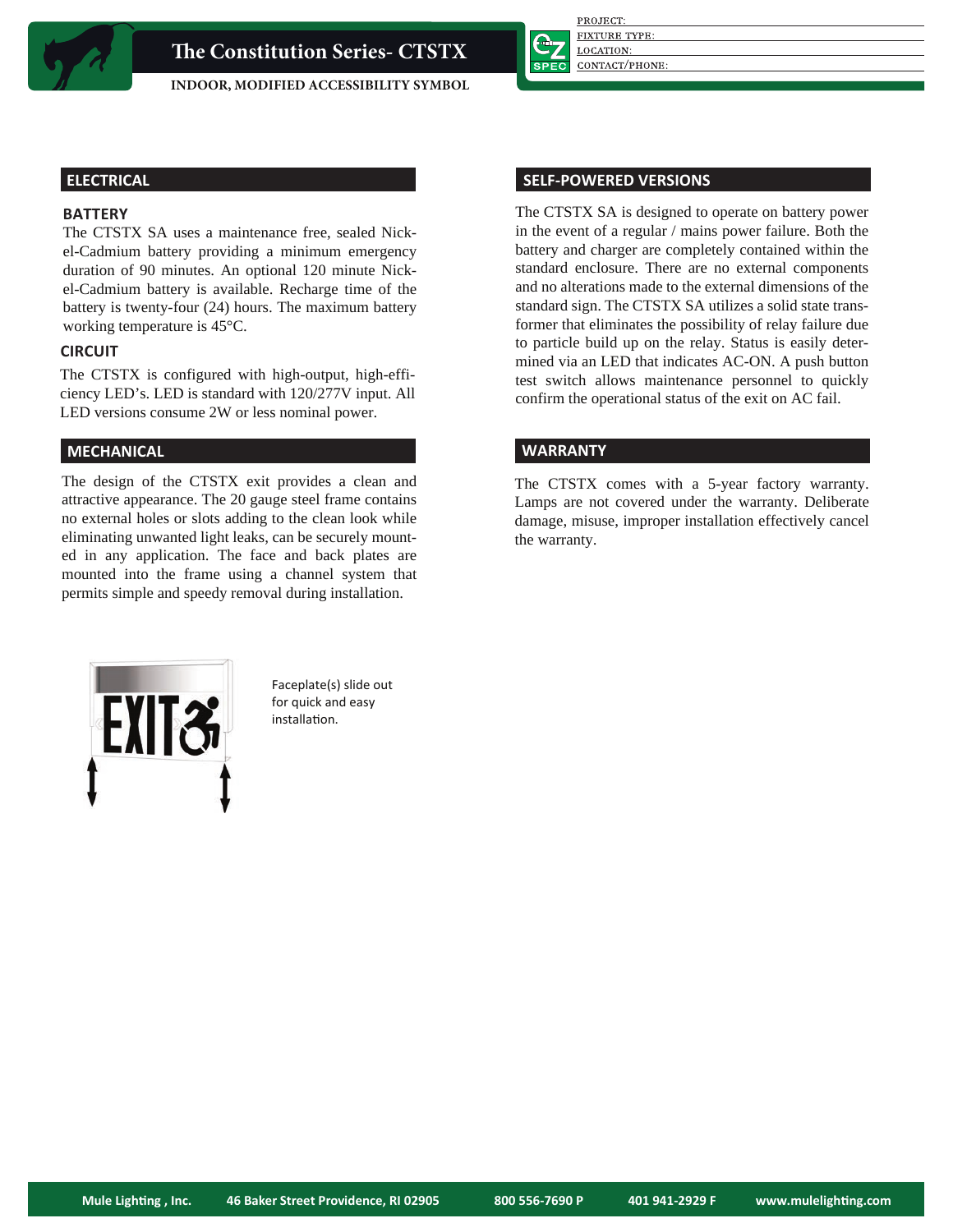# The Constitution Series- CTSTX

INDOOR, MODIFIED ACCESSIBILITY SYMBOL

PROJECT:
FIXTURE TYPE:
LOCATION:
CONTACT/PHONE:

## ELECTRICAL

### BATTERY

The CTSTX SA uses a maintenance free, sealed Nickel-Cadmium battery providing a minimum emergency duration of 90 minutes. An optional 120 minute Nickel-Cadmium battery is available. Recharge time of the battery is twenty-four (24) hours. The maximum battery working temperature is 45°C.

### CIRCUIT

The CTSTX is configured with high-output, high-efficiency LED's. LED is standard with 120/277V input. All LED versions consume 2W or less nominal power.

## MECHANICAL

The design of the CTSTX exit provides a clean and attractive appearance. The 20 gauge steel frame contains no external holes or slots adding to the clean look while eliminating unwanted light leaks, can be securely mounted in any application. The face and back plates are mounted into the frame using a channel system that permits simple and speedy removal during installation.

Faceplate(s) slide out for quick and easy installation.

## SELF-POWERED VERSIONS

The CTSTX SA is designed to operate on battery power in the event of a regular / mains power failure. Both the battery and charger are completely contained within the standard enclosure. There are no external components and no alterations made to the external dimensions of the standard sign. The CTSTX SA utilizes a solid state transformer that eliminates the possibility of relay failure due to particle build up on the relay. Status is easily determined via an LED that indicates AC-ON. A push button test switch allows maintenance personnel to quickly confirm the operational status of the exit on AC fail.

## WARRANTY

The CTSTX comes with a 5-year factory warranty. Lamps are not covered under the warranty. Deliberate damage, misuse, improper installation effectively cancel the warranty.

Mule Lighting , Inc. 46 Baker Street Providence, RI 02905 800 556-7690 P 401 941-2929 F www.mulelighting.com